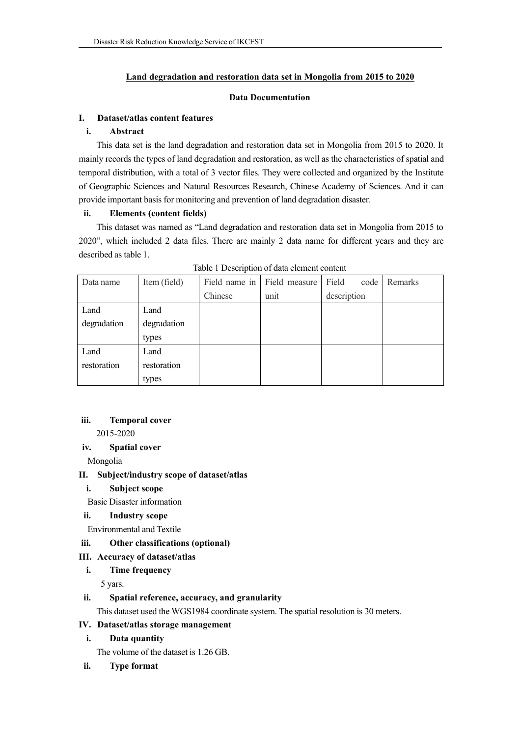**Land degradation and restoration data set in Mongolia from 2015 to 2020**

**Data Documentation**

## I. Dataset/atlas content features

### i. Abstract

This data set is the land degradation and restoration data set in Mongolia from 2015 to 2020. It mainly records the types of land degradation and restoration, as well as the characteristics of spatial and temporal distribution, with a total of 3 vector files. They were collected and organized by the Institute of Geographic Sciences and Natural Resources Research, Chinese Academy of Sciences. And it can provide important basis for monitoring and prevention of land degradation disaster.

### ii. Elements (content fields)

This dataset was named as "Land degradation and restoration data set in Mongolia from 2015 to 2020", which included 2 data files. There are mainly 2 data name for different years and they are described as table 1.

Table 1 Description of data element content

| Data name | Item (field) | Field name in Chinese | Field measure unit | Field code description | Remarks |
|---|---|---|---|---|---|
| Land degradation | Land degradation types | | | | |
| Land restoration | Land restoration types | | | | |

### iii. Temporal cover

2015-2020

### iv. Spatial cover

Mongolia

## II. Subject/industry scope of dataset/atlas

### i. Subject scope

Basic Disaster information

### ii. Industry scope

Environmental and Textile

### iii. Other classifications (optional)

## III. Accuracy of dataset/atlas

### i. Time frequency

5 yars.

### ii. Spatial reference, accuracy, and granularity

This dataset used the WGS1984 coordinate system. The spatial resolution is 30 meters.

## IV. Dataset/atlas storage management

### i. Data quantity

The volume of the dataset is 1.26 GB.

### ii. Type format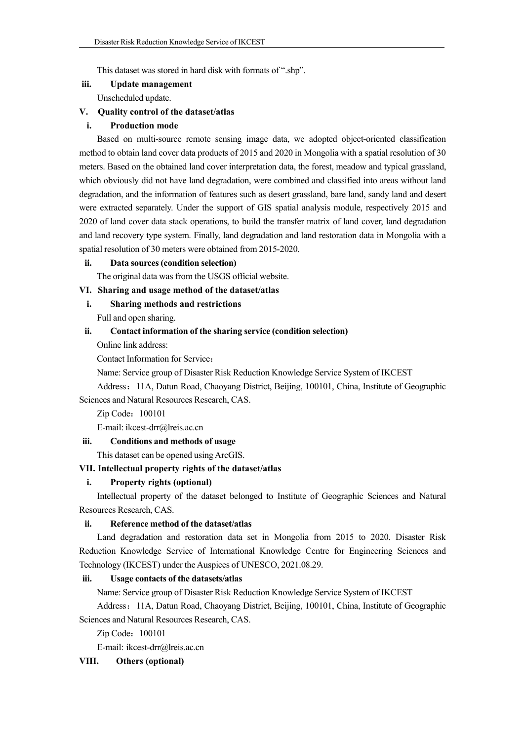This dataset was stored in hard disk with formats of ".shp".

### iii. Update management

Unscheduled update.

## V. Quality control of the dataset/atlas

### i. Production mode

Based on multi-source remote sensing image data, we adopted object-oriented classification method to obtain land cover data products of 2015 and 2020 in Mongolia with a spatial resolution of 30 meters. Based on the obtained land cover interpretation data, the forest, meadow and typical grassland, which obviously did not have land degradation, were combined and classified into areas without land degradation, and the information of features such as desert grassland, bare land, sandy land and desert were extracted separately. Under the support of GIS spatial analysis module, respectively 2015 and 2020 of land cover data stack operations, to build the transfer matrix of land cover, land degradation and land recovery type system. Finally, land degradation and land restoration data in Mongolia with a spatial resolution of 30 meters were obtained from 2015-2020.

### ii. Data sources (condition selection)

The original data was from the USGS official website.

## VI. Sharing and usage method of the dataset/atlas

### i. Sharing methods and restrictions

Full and open sharing.

### ii. Contact information of the sharing service (condition selection)

Online link address:

Contact Information for Service：

Name: Service group of Disaster Risk Reduction Knowledge Service System of IKCEST

Address：11A, Datun Road, Chaoyang District, Beijing, 100101, China, Institute of Geographic Sciences and Natural Resources Research, CAS.

Zip Code：100101

E-mail: ikcest-drr@lreis.ac.cn

### iii. Conditions and methods of usage

This dataset can be opened using ArcGIS.

## VII. Intellectual property rights of the dataset/atlas

### i. Property rights (optional)

Intellectual property of the dataset belonged to Institute of Geographic Sciences and Natural Resources Research, CAS.

### ii. Reference method of the dataset/atlas

Land degradation and restoration data set in Mongolia from 2015 to 2020. Disaster Risk Reduction Knowledge Service of International Knowledge Centre for Engineering Sciences and Technology (IKCEST) under the Auspices of UNESCO, 2021.08.29.

### iii. Usage contacts of the datasets/atlas

Name: Service group of Disaster Risk Reduction Knowledge Service System of IKCEST

Address：11A, Datun Road, Chaoyang District, Beijing, 100101, China, Institute of Geographic Sciences and Natural Resources Research, CAS.

Zip Code：100101

E-mail: ikcest-drr@lreis.ac.cn

## VIII. Others (optional)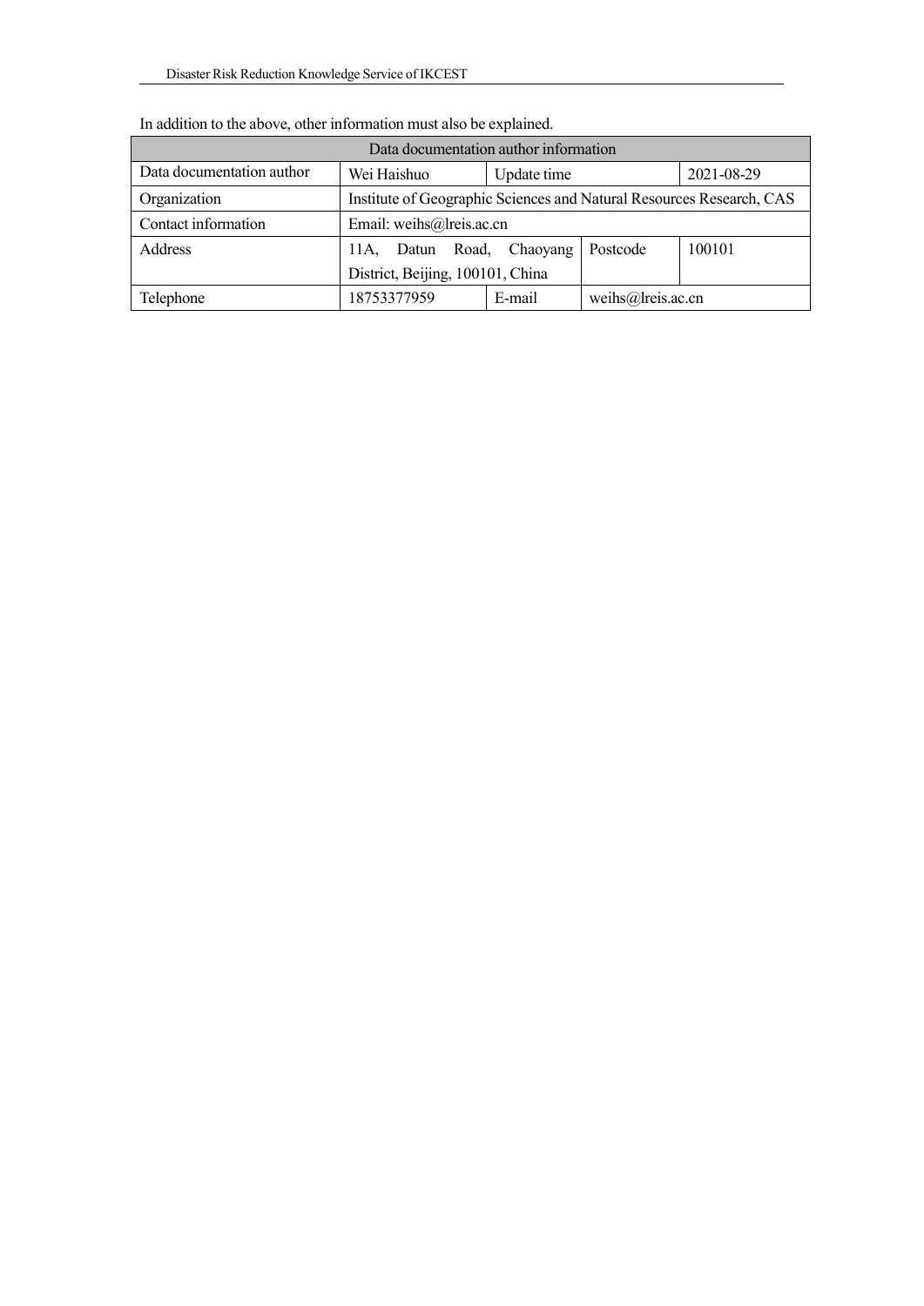In addition to the above, other information must also be explained.

| Data documentation author information | | | | |
|---|---|---|---|---|
| Data documentation author | Wei Haishuo | Update time | | 2021-08-29 |
| Organization | Institute of Geographic Sciences and Natural Resources Research, CAS | | | |
| Contact information | Email: weihs@lreis.ac.cn | | | |
| Address | 11A, Datun Road, Chaoyang District, Beijing, 100101, China | | Postcode | 100101 |
| Telephone | 18753377959 | E-mail | weihs@lreis.ac.cn | |